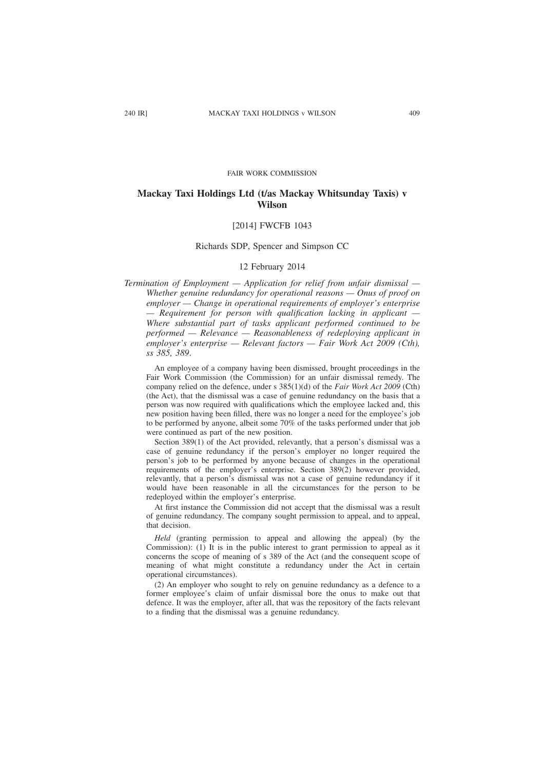FAIR WORK COMMISSION

# Mackay Taxi Holdings Ltd (t/as Mackay Whitsunday Taxis) v Wilson

[2014] FWCFB 1043

Richards SDP, Spencer and Simpson CC

12 February 2014

*Termination of Employment — Application for relief from unfair dismissal — Whether genuine redundancy for operational reasons — Onus of proof on employer — Change in operational requirements of employer's enterprise — Requirement for person with qualification lacking in applicant — Where substantial part of tasks applicant performed continued to be performed — Relevance — Reasonableness of redeploying applicant in employer's enterprise — Relevant factors — Fair Work Act 2009 (Cth), ss 385, 389.*

An employee of a company having been dismissed, brought proceedings in the Fair Work Commission (the Commission) for an unfair dismissal remedy. The company relied on the defence, under s 385(1)(d) of the *Fair Work Act 2009* (Cth) (the Act), that the dismissal was a case of genuine redundancy on the basis that a person was now required with qualifications which the employee lacked and, this new position having been filled, there was no longer a need for the employee's job to be performed by anyone, albeit some 70% of the tasks performed under that job were continued as part of the new position.

Section 389(1) of the Act provided, relevantly, that a person's dismissal was a case of genuine redundancy if the person's employer no longer required the person's job to be performed by anyone because of changes in the operational requirements of the employer's enterprise. Section 389(2) however provided, relevantly, that a person's dismissal was not a case of genuine redundancy if it would have been reasonable in all the circumstances for the person to be redeployed within the employer's enterprise.

At first instance the Commission did not accept that the dismissal was a result of genuine redundancy. The company sought permission to appeal, and to appeal, that decision.

*Held* (granting permission to appeal and allowing the appeal) (by the Commission): (1) It is in the public interest to grant permission to appeal as it concerns the scope of meaning of s 389 of the Act (and the consequent scope of meaning of what might constitute a redundancy under the Act in certain operational circumstances).

(2) An employer who sought to rely on genuine redundancy as a defence to a former employee's claim of unfair dismissal bore the onus to make out that defence. It was the employer, after all, that was the repository of the facts relevant to a finding that the dismissal was a genuine redundancy.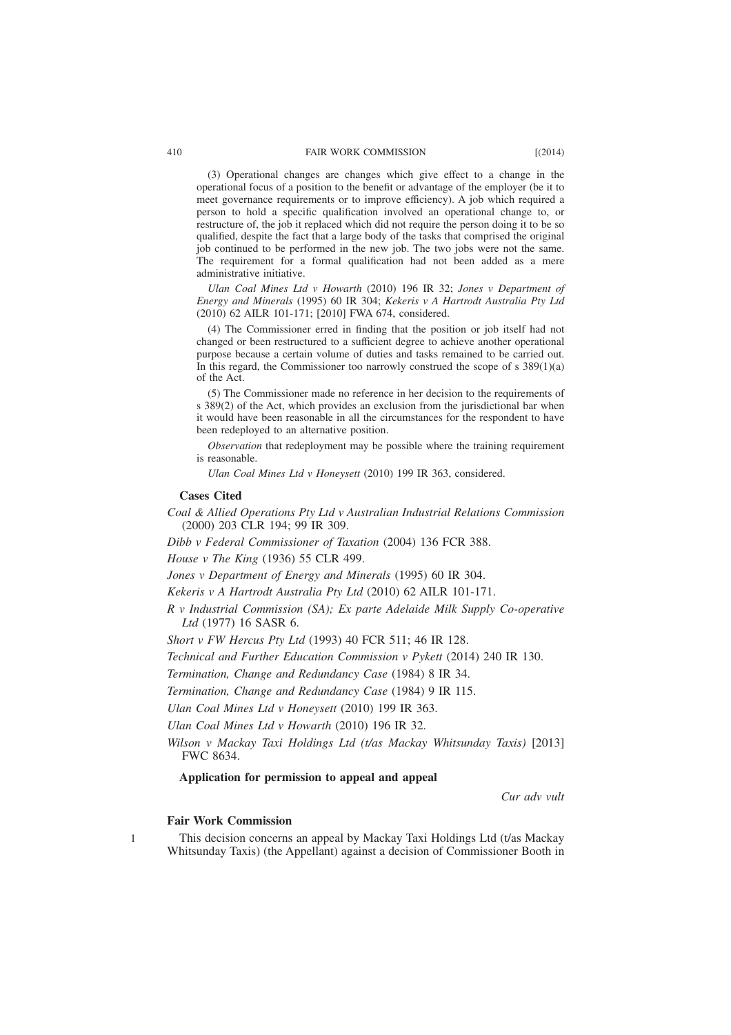(3) Operational changes are changes which give effect to a change in the operational focus of a position to the benefit or advantage of the employer (be it to meet governance requirements or to improve efficiency). A job which required a person to hold a specific qualification involved an operational change to, or restructure of, the job it replaced which did not require the person doing it to be so qualified, despite the fact that a large body of the tasks that comprised the original job continued to be performed in the new job. The two jobs were not the same. The requirement for a formal qualification had not been added as a mere administrative initiative.

*Ulan Coal Mines Ltd v Howarth* (2010) 196 IR 32; *Jones v Department of Energy and Minerals* (1995) 60 IR 304; *Kekeris v A Hartrodt Australia Pty Ltd* (2010) 62 AILR 101-171; [2010] FWA 674, considered.

(4) The Commissioner erred in finding that the position or job itself had not changed or been restructured to a sufficient degree to achieve another operational purpose because a certain volume of duties and tasks remained to be carried out. In this regard, the Commissioner too narrowly construed the scope of s 389(1)(a) of the Act.

(5) The Commissioner made no reference in her decision to the requirements of s 389(2) of the Act, which provides an exclusion from the jurisdictional bar when it would have been reasonable in all the circumstances for the respondent to have been redeployed to an alternative position.

*Observation* that redeployment may be possible where the training requirement is reasonable.

*Ulan Coal Mines Ltd v Honeysett* (2010) 199 IR 363, considered.

**Cases Cited**

*Coal & Allied Operations Pty Ltd v Australian Industrial Relations Commission* (2000) 203 CLR 194; 99 IR 309.

*Dibb v Federal Commissioner of Taxation* (2004) 136 FCR 388.

*House v The King* (1936) 55 CLR 499.

*Jones v Department of Energy and Minerals* (1995) 60 IR 304.

*Kekeris v A Hartrodt Australia Pty Ltd* (2010) 62 AILR 101-171.

*R v Industrial Commission (SA); Ex parte Adelaide Milk Supply Co-operative Ltd* (1977) 16 SASR 6.

*Short v FW Hercus Pty Ltd* (1993) 40 FCR 511; 46 IR 128.

*Technical and Further Education Commission v Pykett* (2014) 240 IR 130.

*Termination, Change and Redundancy Case* (1984) 8 IR 34.

*Termination, Change and Redundancy Case* (1984) 9 IR 115.

*Ulan Coal Mines Ltd v Honeysett* (2010) 199 IR 363.

*Ulan Coal Mines Ltd v Howarth* (2010) 196 IR 32.

*Wilson v Mackay Taxi Holdings Ltd (t/as Mackay Whitsunday Taxis)* [2013] FWC 8634.

**Application for permission to appeal and appeal**

*Cur adv vult*

**Fair Work Commission**

1 This decision concerns an appeal by Mackay Taxi Holdings Ltd (t/as Mackay Whitsunday Taxis) (the Appellant) against a decision of Commissioner Booth in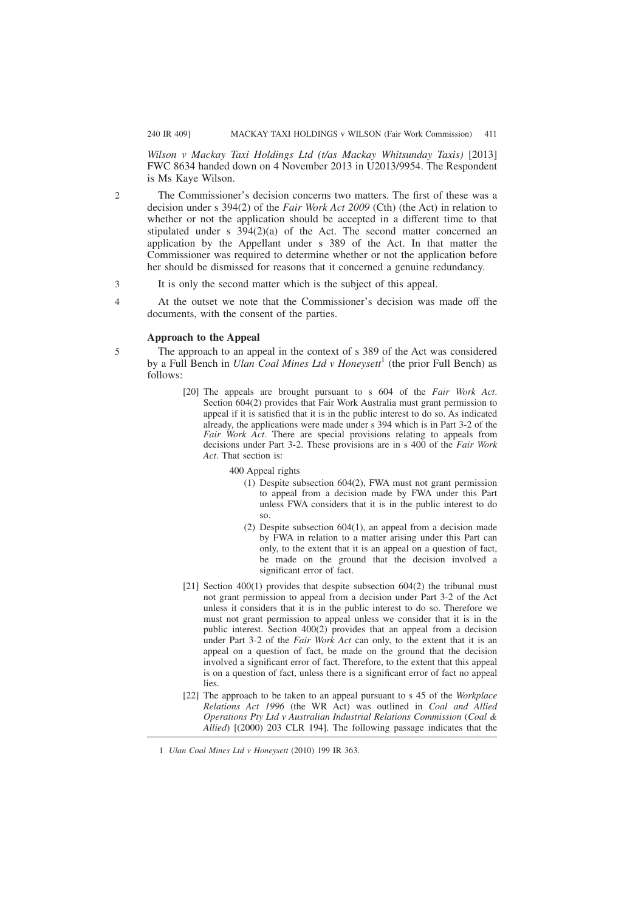*Wilson v Mackay Taxi Holdings Ltd (t/as Mackay Whitsunday Taxis)* [2013] FWC 8634 handed down on 4 November 2013 in U2013/9954. The Respondent is Ms Kaye Wilson.

2 The Commissioner's decision concerns two matters. The first of these was a decision under s 394(2) of the *Fair Work Act 2009* (Cth) (the Act) in relation to whether or not the application should be accepted in a different time to that stipulated under s 394(2)(a) of the Act. The second matter concerned an application by the Appellant under s 389 of the Act. In that matter the Commissioner was required to determine whether or not the application before her should be dismissed for reasons that it concerned a genuine redundancy.

3 It is only the second matter which is the subject of this appeal.

4 At the outset we note that the Commissioner's decision was made off the documents, with the consent of the parties.

**Approach to the Appeal**

5 The approach to an appeal in the context of s 389 of the Act was considered by a Full Bench in *Ulan Coal Mines Ltd v Honeysett*[1] (the prior Full Bench) as follows:

> [20] The appeals are brought pursuant to s 604 of the *Fair Work Act*. Section 604(2) provides that Fair Work Australia must grant permission to appeal if it is satisfied that it is in the public interest to do so. As indicated already, the applications were made under s 394 which is in Part 3-2 of the *Fair Work Act*. There are special provisions relating to appeals from decisions under Part 3-2. These provisions are in s 400 of the *Fair Work Act*. That section is:
>
> > 400 Appeal rights
> >
> > (1) Despite subsection 604(2), FWA must not grant permission to appeal from a decision made by FWA under this Part unless FWA considers that it is in the public interest to do so.
> >
> > (2) Despite subsection 604(1), an appeal from a decision made by FWA in relation to a matter arising under this Part can only, to the extent that it is an appeal on a question of fact, be made on the ground that the decision involved a significant error of fact.
>
> [21] Section 400(1) provides that despite subsection 604(2) the tribunal must not grant permission to appeal from a decision under Part 3-2 of the Act unless it considers that it is in the public interest to do so. Therefore we must not grant permission to appeal unless we consider that it is in the public interest. Section 400(2) provides that an appeal from a decision under Part 3-2 of the *Fair Work Act* can only, to the extent that it is an appeal on a question of fact, be made on the ground that the decision involved a significant error of fact. Therefore, to the extent that this appeal is on a question of fact, unless there is a significant error of fact no appeal lies.
>
> [22] The approach to be taken to an appeal pursuant to s 45 of the *Workplace Relations Act 1996* (the WR Act) was outlined in *Coal and Allied Operations Pty Ltd v Australian Industrial Relations Commission* (*Coal & Allied*) [(2000) 203 CLR 194]. The following passage indicates that the

---

1 *Ulan Coal Mines Ltd v Honeysett* (2010) 199 IR 363.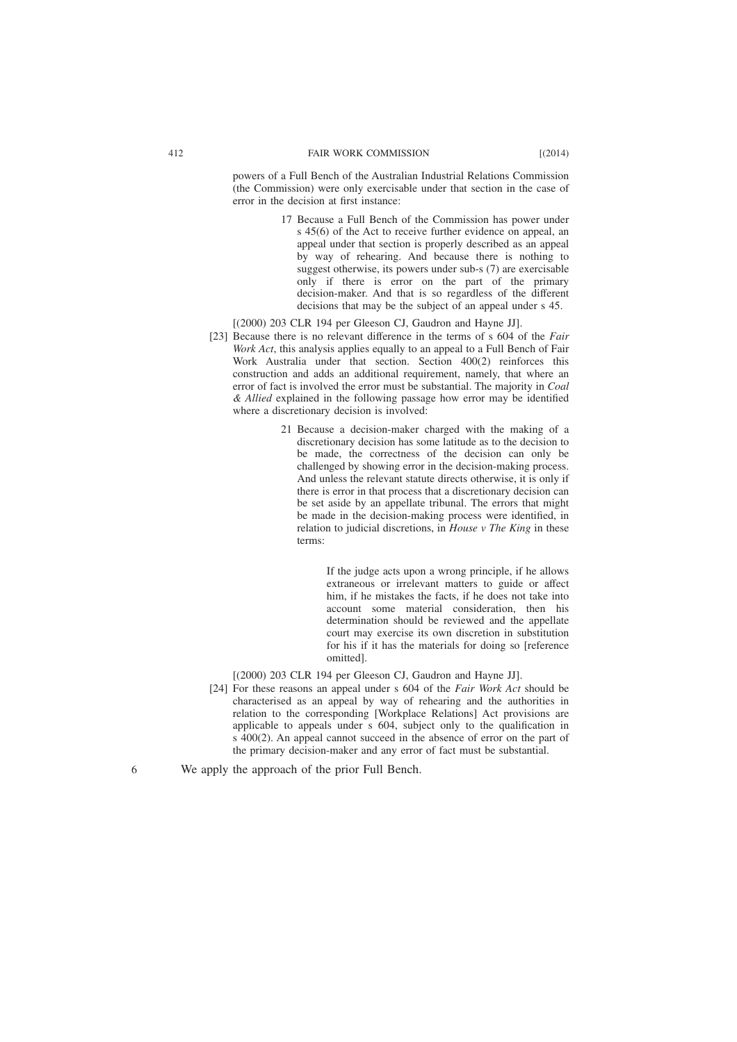powers of a Full Bench of the Australian Industrial Relations Commission (the Commission) were only exercisable under that section in the case of error in the decision at first instance:

> 17 Because a Full Bench of the Commission has power under s 45(6) of the Act to receive further evidence on appeal, an appeal under that section is properly described as an appeal by way of rehearing. And because there is nothing to suggest otherwise, its powers under sub-s (7) are exercisable only if there is error on the part of the primary decision-maker. And that is so regardless of the different decisions that may be the subject of an appeal under s 45.

[(2000) 203 CLR 194 per Gleeson CJ, Gaudron and Hayne JJ].

[23] Because there is no relevant difference in the terms of s 604 of the *Fair Work Act*, this analysis applies equally to an appeal to a Full Bench of Fair Work Australia under that section. Section 400(2) reinforces this construction and adds an additional requirement, namely, that where an error of fact is involved the error must be substantial. The majority in *Coal & Allied* explained in the following passage how error may be identified where a discretionary decision is involved:

> 21 Because a decision-maker charged with the making of a discretionary decision has some latitude as to the decision to be made, the correctness of the decision can only be challenged by showing error in the decision-making process. And unless the relevant statute directs otherwise, it is only if there is error in that process that a discretionary decision can be set aside by an appellate tribunal. The errors that might be made in the decision-making process were identified, in relation to judicial discretions, in *House v The King* in these terms:
>
> > If the judge acts upon a wrong principle, if he allows extraneous or irrelevant matters to guide or affect him, if he mistakes the facts, if he does not take into account some material consideration, then his determination should be reviewed and the appellate court may exercise its own discretion in substitution for his if it has the materials for doing so [reference omitted].

[(2000) 203 CLR 194 per Gleeson CJ, Gaudron and Hayne JJ].

[24] For these reasons an appeal under s 604 of the *Fair Work Act* should be characterised as an appeal by way of rehearing and the authorities in relation to the corresponding [Workplace Relations] Act provisions are applicable to appeals under s 604, subject only to the qualification in s 400(2). An appeal cannot succeed in the absence of error on the part of the primary decision-maker and any error of fact must be substantial.

6 We apply the approach of the prior Full Bench.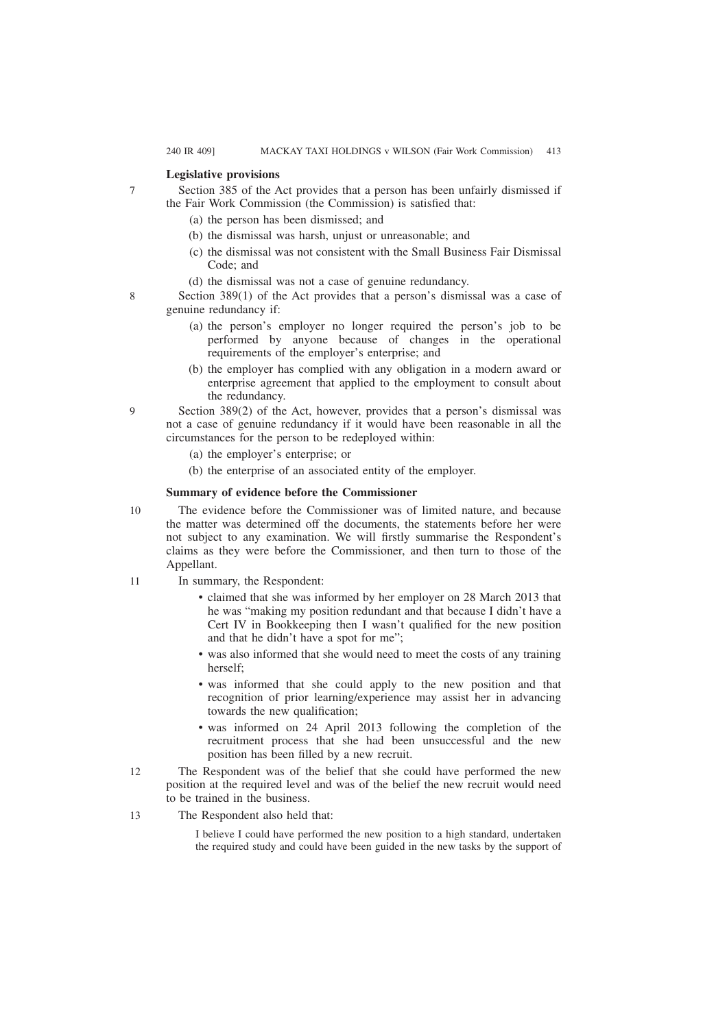## Legislative provisions

7 Section 385 of the Act provides that a person has been unfairly dismissed if the Fair Work Commission (the Commission) is satisfied that:

(a) the person has been dismissed; and

(b) the dismissal was harsh, unjust or unreasonable; and

(c) the dismissal was not consistent with the Small Business Fair Dismissal Code; and

(d) the dismissal was not a case of genuine redundancy.

8 Section 389(1) of the Act provides that a person's dismissal was a case of genuine redundancy if:

(a) the person's employer no longer required the person's job to be performed by anyone because of changes in the operational requirements of the employer's enterprise; and

(b) the employer has complied with any obligation in a modern award or enterprise agreement that applied to the employment to consult about the redundancy.

9 Section 389(2) of the Act, however, provides that a person's dismissal was not a case of genuine redundancy if it would have been reasonable in all the circumstances for the person to be redeployed within:

(a) the employer's enterprise; or

(b) the enterprise of an associated entity of the employer.

## Summary of evidence before the Commissioner

10 The evidence before the Commissioner was of limited nature, and because the matter was determined off the documents, the statements before her were not subject to any examination. We will firstly summarise the Respondent's claims as they were before the Commissioner, and then turn to those of the Appellant.

11 In summary, the Respondent:

- claimed that she was informed by her employer on 28 March 2013 that he was "making my position redundant and that because I didn't have a Cert IV in Bookkeeping then I wasn't qualified for the new position and that he didn't have a spot for me";
- was also informed that she would need to meet the costs of any training herself;
- was informed that she could apply to the new position and that recognition of prior learning/experience may assist her in advancing towards the new qualification;
- was informed on 24 April 2013 following the completion of the recruitment process that she had been unsuccessful and the new position has been filled by a new recruit.

12 The Respondent was of the belief that she could have performed the new position at the required level and was of the belief the new recruit would need to be trained in the business.

13 The Respondent also held that:

> I believe I could have performed the new position to a high standard, undertaken the required study and could have been guided in the new tasks by the support of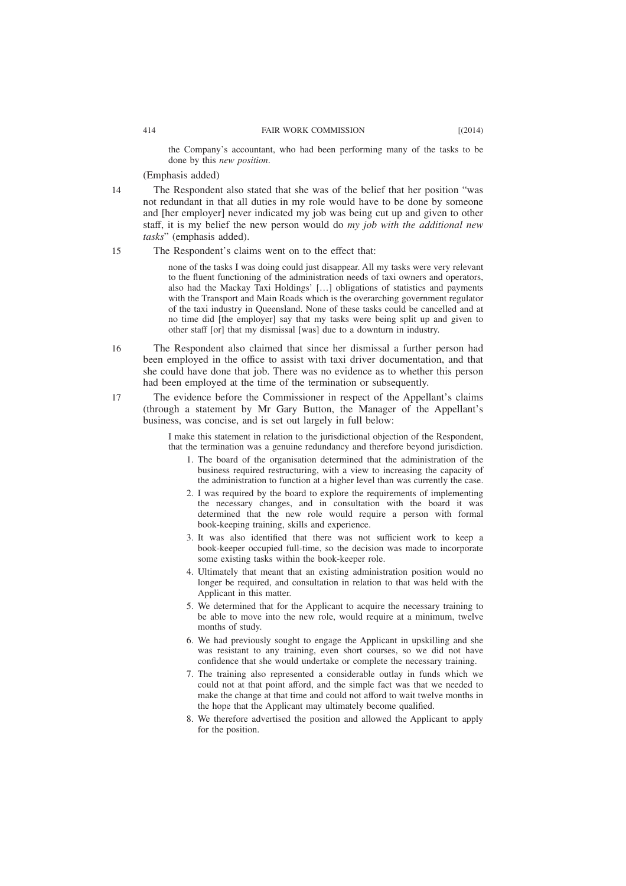> the Company's accountant, who had been performing many of the tasks to be done by this *new position*.

(Emphasis added)

14 The Respondent also stated that she was of the belief that her position "was not redundant in that all duties in my role would have to be done by someone and [her employer] never indicated my job was being cut up and given to other staff, it is my belief the new person would do *my job with the additional new tasks*" (emphasis added).

15 The Respondent's claims went on to the effect that:

> none of the tasks I was doing could just disappear. All my tasks were very relevant to the fluent functioning of the administration needs of taxi owners and operators, also had the Mackay Taxi Holdings' […] obligations of statistics and payments with the Transport and Main Roads which is the overarching government regulator of the taxi industry in Queensland. None of these tasks could be cancelled and at no time did [the employer] say that my tasks were being split up and given to other staff [or] that my dismissal [was] due to a downturn in industry.

16 The Respondent also claimed that since her dismissal a further person had been employed in the office to assist with taxi driver documentation, and that she could have done that job. There was no evidence as to whether this person had been employed at the time of the termination or subsequently.

17 The evidence before the Commissioner in respect of the Appellant's claims (through a statement by Mr Gary Button, the Manager of the Appellant's business, was concise, and is set out largely in full below:

> I make this statement in relation to the jurisdictional objection of the Respondent, that the termination was a genuine redundancy and therefore beyond jurisdiction.
>
> 1. The board of the organisation determined that the administration of the business required restructuring, with a view to increasing the capacity of the administration to function at a higher level than was currently the case.
> 2. I was required by the board to explore the requirements of implementing the necessary changes, and in consultation with the board it was determined that the new role would require a person with formal book-keeping training, skills and experience.
> 3. It was also identified that there was not sufficient work to keep a book-keeper occupied full-time, so the decision was made to incorporate some existing tasks within the book-keeper role.
> 4. Ultimately that meant that an existing administration position would no longer be required, and consultation in relation to that was held with the Applicant in this matter.
> 5. We determined that for the Applicant to acquire the necessary training to be able to move into the new role, would require at a minimum, twelve months of study.
> 6. We had previously sought to engage the Applicant in upskilling and she was resistant to any training, even short courses, so we did not have confidence that she would undertake or complete the necessary training.
> 7. The training also represented a considerable outlay in funds which we could not at that point afford, and the simple fact was that we needed to make the change at that time and could not afford to wait twelve months in the hope that the Applicant may ultimately become qualified.
> 8. We therefore advertised the position and allowed the Applicant to apply for the position.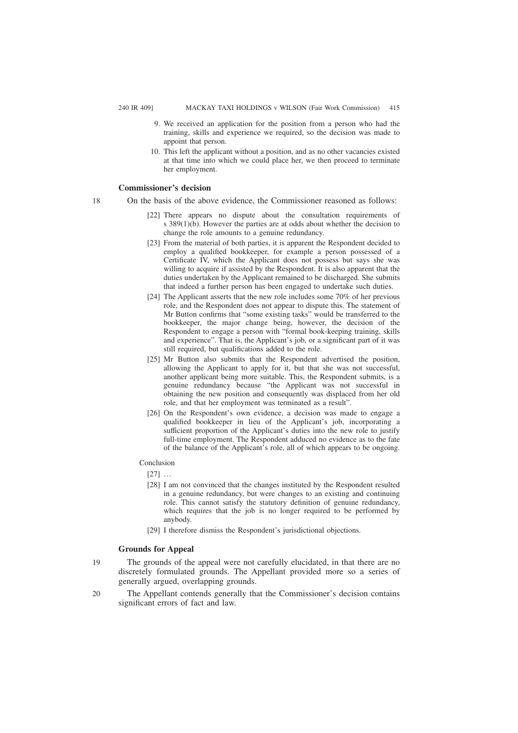9. We received an application for the position from a person who had the training, skills and experience we required, so the decision was made to appoint that person.
10. This left the applicant without a position, and as no other vacancies existed at that time into which we could place her, we then proceed to terminate her employment.

### Commissioner's decision

18 On the basis of the above evidence, the Commissioner reasoned as follows:

> [22] There appears no dispute about the consultation requirements of s 389(1)(b). However the parties are at odds about whether the decision to change the role amounts to a genuine redundancy.
>
> [23] From the material of both parties, it is apparent the Respondent decided to employ a qualified bookkeeper, for example a person possessed of a Certificate IV, which the Applicant does not possess but says she was willing to acquire if assisted by the Respondent. It is also apparent that the duties undertaken by the Applicant remained to be discharged. She submits that indeed a further person has been engaged to undertake such duties.
>
> [24] The Applicant asserts that the new role includes some 70% of her previous role, and the Respondent does not appear to dispute this. The statement of Mr Button confirms that "some existing tasks" would be transferred to the bookkeeper, the major change being, however, the decision of the Respondent to engage a person with "formal book-keeping training, skills and experience". That is, the Applicant's job, or a significant part of it was still required, but qualifications added to the role.
>
> [25] Mr Button also submits that the Respondent advertised the position, allowing the Applicant to apply for it, but that she was not successful, another applicant being more suitable. This, the Respondent submits, is a genuine redundancy because "the Applicant was not successful in obtaining the new position and consequently was displaced from her old role, and that her employment was terminated as a result".
>
> [26] On the Respondent's own evidence, a decision was made to engage a qualified bookkeeper in lieu of the Applicant's job, incorporating a sufficient proportion of the Applicant's duties into the new role to justify full-time employment. The Respondent adduced no evidence as to the fate of the balance of the Applicant's role, all of which appears to be ongoing.
>
> Conclusion
>
> [27] …
>
> [28] I am not convinced that the changes instituted by the Respondent resulted in a genuine redundancy, but were changes to an existing and continuing role. This cannot satisfy the statutory definition of genuine redundancy, which requires that the job is no longer required to be performed by anybody.
>
> [29] I therefore dismiss the Respondent's jurisdictional objections.

### Grounds for Appeal

19 The grounds of the appeal were not carefully elucidated, in that there are no discretely formulated grounds. The Appellant provided more so a series of generally argued, overlapping grounds.

20 The Appellant contends generally that the Commissioner's decision contains significant errors of fact and law.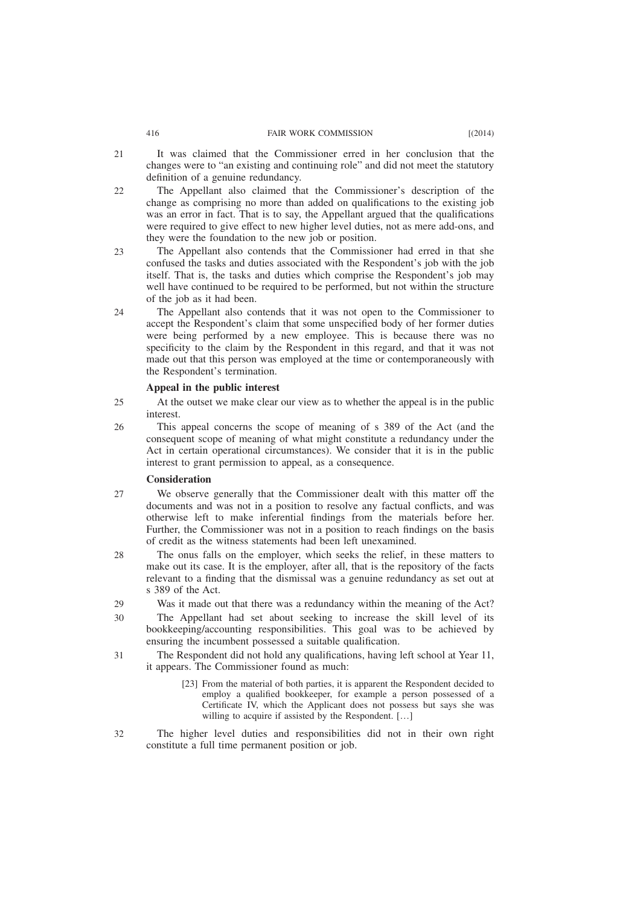21 It was claimed that the Commissioner erred in her conclusion that the changes were to "an existing and continuing role" and did not meet the statutory definition of a genuine redundancy.

22 The Appellant also claimed that the Commissioner's description of the change as comprising no more than added on qualifications to the existing job was an error in fact. That is to say, the Appellant argued that the qualifications were required to give effect to new higher level duties, not as mere add-ons, and they were the foundation to the new job or position.

23 The Appellant also contends that the Commissioner had erred in that she confused the tasks and duties associated with the Respondent's job with the job itself. That is, the tasks and duties which comprise the Respondent's job may well have continued to be required to be performed, but not within the structure of the job as it had been.

24 The Appellant also contends that it was not open to the Commissioner to accept the Respondent's claim that some unspecified body of her former duties were being performed by a new employee. This is because there was no specificity to the claim by the Respondent in this regard, and that it was not made out that this person was employed at the time or contemporaneously with the Respondent's termination.

### Appeal in the public interest

25 At the outset we make clear our view as to whether the appeal is in the public interest.

26 This appeal concerns the scope of meaning of s 389 of the Act (and the consequent scope of meaning of what might constitute a redundancy under the Act in certain operational circumstances). We consider that it is in the public interest to grant permission to appeal, as a consequence.

### Consideration

27 We observe generally that the Commissioner dealt with this matter off the documents and was not in a position to resolve any factual conflicts, and was otherwise left to make inferential findings from the materials before her. Further, the Commissioner was not in a position to reach findings on the basis of credit as the witness statements had been left unexamined.

28 The onus falls on the employer, which seeks the relief, in these matters to make out its case. It is the employer, after all, that is the repository of the facts relevant to a finding that the dismissal was a genuine redundancy as set out at s 389 of the Act.

29 Was it made out that there was a redundancy within the meaning of the Act?

30 The Appellant had set about seeking to increase the skill level of its bookkeeping/accounting responsibilities. This goal was to be achieved by ensuring the incumbent possessed a suitable qualification.

31 The Respondent did not hold any qualifications, having left school at Year 11, it appears. The Commissioner found as much:

> [23] From the material of both parties, it is apparent the Respondent decided to employ a qualified bookkeeper, for example a person possessed of a Certificate IV, which the Applicant does not possess but says she was willing to acquire if assisted by the Respondent. […]

32 The higher level duties and responsibilities did not in their own right constitute a full time permanent position or job.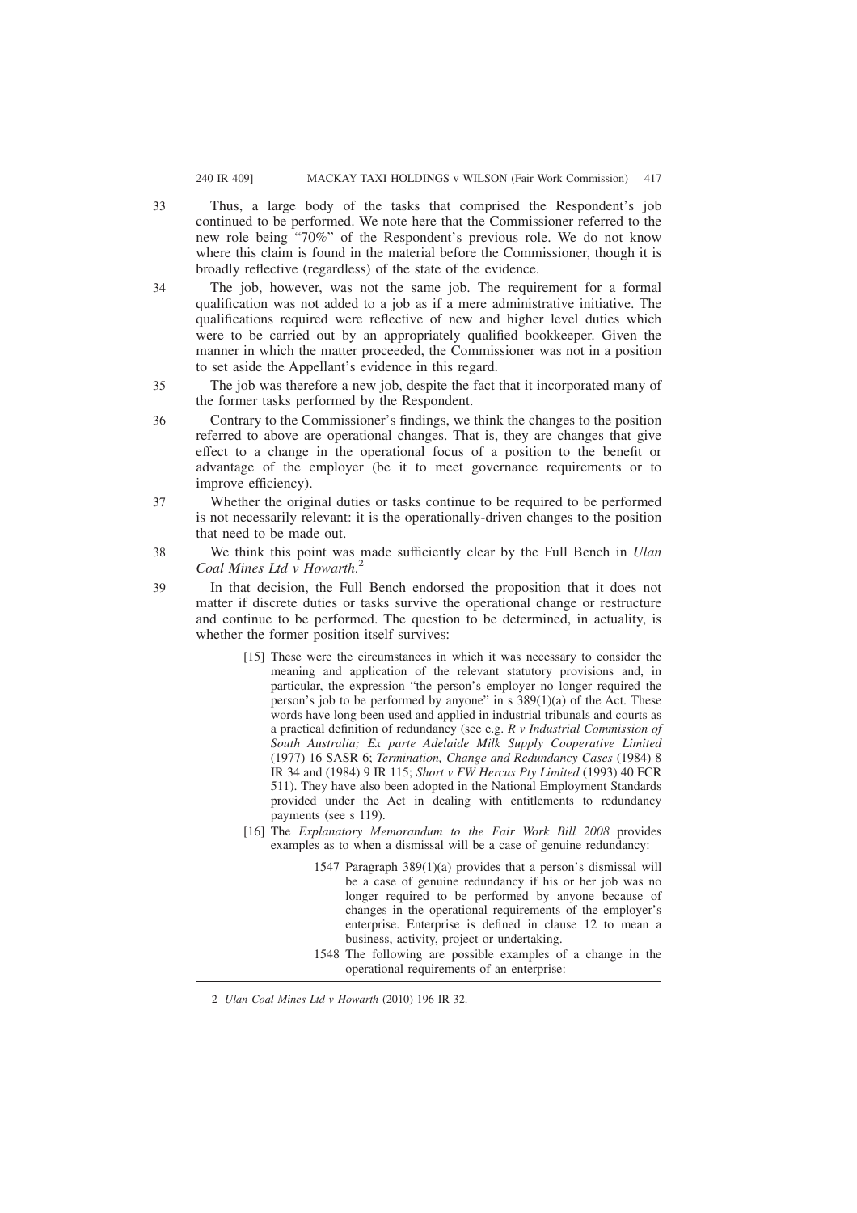33 Thus, a large body of the tasks that comprised the Respondent's job continued to be performed. We note here that the Commissioner referred to the new role being "70%" of the Respondent's previous role. We do not know where this claim is found in the material before the Commissioner, though it is broadly reflective (regardless) of the state of the evidence.

34 The job, however, was not the same job. The requirement for a formal qualification was not added to a job as if a mere administrative initiative. The qualifications required were reflective of new and higher level duties which were to be carried out by an appropriately qualified bookkeeper. Given the manner in which the matter proceeded, the Commissioner was not in a position to set aside the Appellant's evidence in this regard.

35 The job was therefore a new job, despite the fact that it incorporated many of the former tasks performed by the Respondent.

36 Contrary to the Commissioner's findings, we think the changes to the position referred to above are operational changes. That is, they are changes that give effect to a change in the operational focus of a position to the benefit or advantage of the employer (be it to meet governance requirements or to improve efficiency).

37 Whether the original duties or tasks continue to be required to be performed is not necessarily relevant: it is the operationally-driven changes to the position that need to be made out.

38 We think this point was made sufficiently clear by the Full Bench in *Ulan Coal Mines Ltd v Howarth*.[2]

39 In that decision, the Full Bench endorsed the proposition that it does not matter if discrete duties or tasks survive the operational change or restructure and continue to be performed. The question to be determined, in actuality, is whether the former position itself survives:

> [15] These were the circumstances in which it was necessary to consider the meaning and application of the relevant statutory provisions and, in particular, the expression "the person's employer no longer required the person's job to be performed by anyone" in s 389(1)(a) of the Act. These words have long been used and applied in industrial tribunals and courts as a practical definition of redundancy (see e.g. *R v Industrial Commission of South Australia; Ex parte Adelaide Milk Supply Cooperative Limited* (1977) 16 SASR 6; *Termination, Change and Redundancy Cases* (1984) 8 IR 34 and (1984) 9 IR 115; *Short v FW Hercus Pty Limited* (1993) 40 FCR 511). They have also been adopted in the National Employment Standards provided under the Act in dealing with entitlements to redundancy payments (see s 119).
>
> [16] The *Explanatory Memorandum to the Fair Work Bill 2008* provides examples as to when a dismissal will be a case of genuine redundancy:
>
> > 1547 Paragraph 389(1)(a) provides that a person's dismissal will be a case of genuine redundancy if his or her job was no longer required to be performed by anyone because of changes in the operational requirements of the employer's enterprise. Enterprise is defined in clause 12 to mean a business, activity, project or undertaking.
> >
> > 1548 The following are possible examples of a change in the operational requirements of an enterprise:

---

2 *Ulan Coal Mines Ltd v Howarth* (2010) 196 IR 32.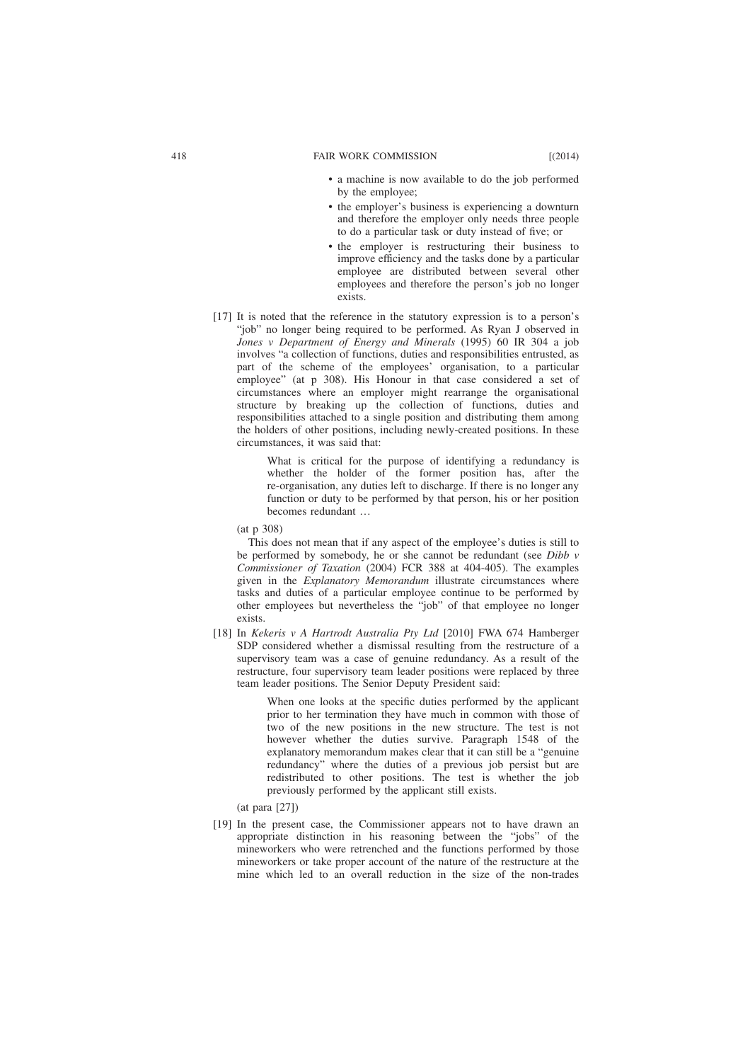- a machine is now available to do the job performed by the employee;
- the employer's business is experiencing a downturn and therefore the employer only needs three people to do a particular task or duty instead of five; or
- the employer is restructuring their business to improve efficiency and the tasks done by a particular employee are distributed between several other employees and therefore the person's job no longer exists.

[17] It is noted that the reference in the statutory expression is to a person's "job" no longer being required to be performed. As Ryan J observed in *Jones v Department of Energy and Minerals* (1995) 60 IR 304 a job involves "a collection of functions, duties and responsibilities entrusted, as part of the scheme of the employees' organisation, to a particular employee" (at p 308). His Honour in that case considered a set of circumstances where an employer might rearrange the organisational structure by breaking up the collection of functions, duties and responsibilities attached to a single position and distributing them among the holders of other positions, including newly-created positions. In these circumstances, it was said that:

> What is critical for the purpose of identifying a redundancy is whether the holder of the former position has, after the re-organisation, any duties left to discharge. If there is no longer any function or duty to be performed by that person, his or her position becomes redundant …

(at p 308)

This does not mean that if any aspect of the employee's duties is still to be performed by somebody, he or she cannot be redundant (see *Dibb v Commissioner of Taxation* (2004) FCR 388 at 404-405). The examples given in the *Explanatory Memorandum* illustrate circumstances where tasks and duties of a particular employee continue to be performed by other employees but nevertheless the "job" of that employee no longer exists.

[18] In *Kekeris v A Hartrodt Australia Pty Ltd* [2010] FWA 674 Hamberger SDP considered whether a dismissal resulting from the restructure of a supervisory team was a case of genuine redundancy. As a result of the restructure, four supervisory team leader positions were replaced by three team leader positions. The Senior Deputy President said:

> When one looks at the specific duties performed by the applicant prior to her termination they have much in common with those of two of the new positions in the new structure. The test is not however whether the duties survive. Paragraph 1548 of the explanatory memorandum makes clear that it can still be a "genuine redundancy" where the duties of a previous job persist but are redistributed to other positions. The test is whether the job previously performed by the applicant still exists.

(at para [27])

[19] In the present case, the Commissioner appears not to have drawn an appropriate distinction in his reasoning between the "jobs" of the mineworkers who were retrenched and the functions performed by those mineworkers or take proper account of the nature of the restructure at the mine which led to an overall reduction in the size of the non-trades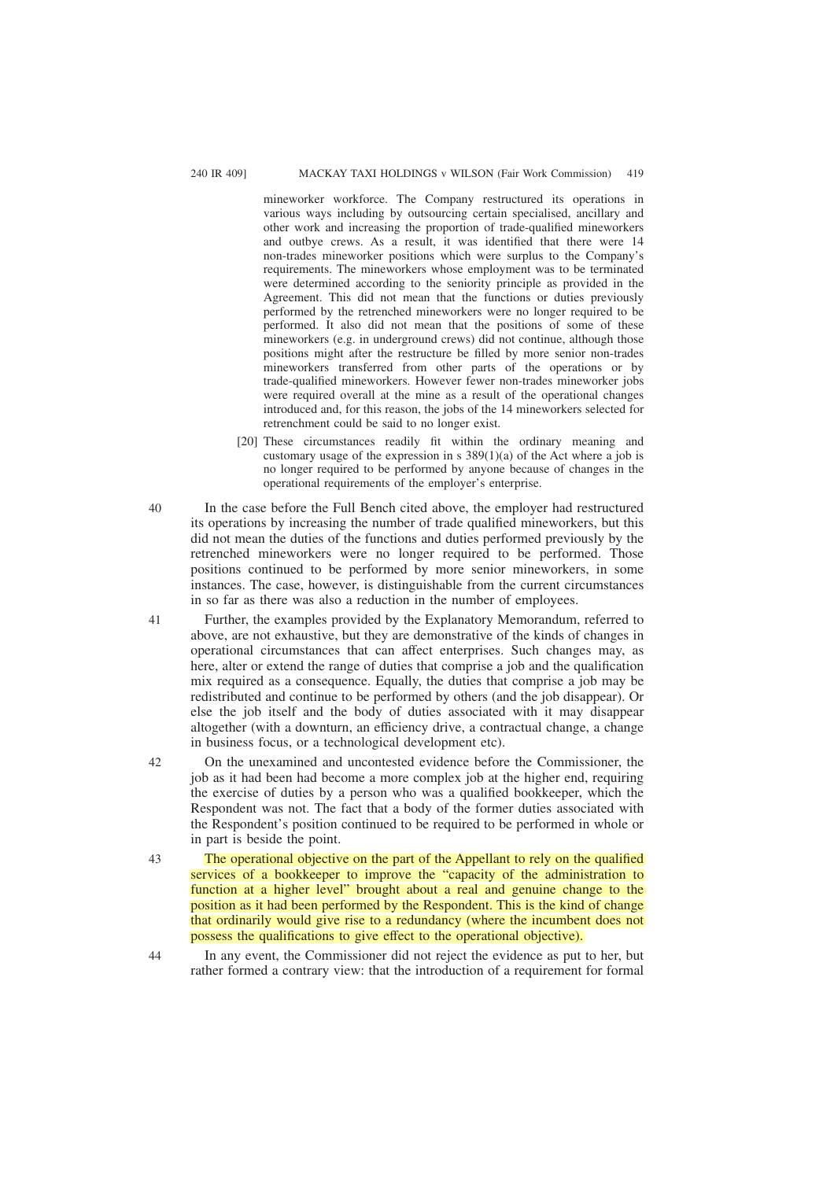mineworker workforce. The Company restructured its operations in various ways including by outsourcing certain specialised, ancillary and other work and increasing the proportion of trade-qualified mineworkers and outbye crews. As a result, it was identified that there were 14 non-trades mineworker positions which were surplus to the Company's requirements. The mineworkers whose employment was to be terminated were determined according to the seniority principle as provided in the Agreement. This did not mean that the functions or duties previously performed by the retrenched mineworkers were no longer required to be performed. It also did not mean that the positions of some of these mineworkers (e.g. in underground crews) did not continue, although those positions might after the restructure be filled by more senior non-trades mineworkers transferred from other parts of the operations or by trade-qualified mineworkers. However fewer non-trades mineworker jobs were required overall at the mine as a result of the operational changes introduced and, for this reason, the jobs of the 14 mineworkers selected for retrenchment could be said to no longer exist.

> [20] These circumstances readily fit within the ordinary meaning and customary usage of the expression in s 389(1)(a) of the Act where a job is no longer required to be performed by anyone because of changes in the operational requirements of the employer's enterprise.

40 In the case before the Full Bench cited above, the employer had restructured its operations by increasing the number of trade qualified mineworkers, but this did not mean the duties of the functions and duties performed previously by the retrenched mineworkers were no longer required to be performed. Those positions continued to be performed by more senior mineworkers, in some instances. The case, however, is distinguishable from the current circumstances in so far as there was also a reduction in the number of employees.

41 Further, the examples provided by the Explanatory Memorandum, referred to above, are not exhaustive, but they are demonstrative of the kinds of changes in operational circumstances that can affect enterprises. Such changes may, as here, alter or extend the range of duties that comprise a job and the qualification mix required as a consequence. Equally, the duties that comprise a job may be redistributed and continue to be performed by others (and the job disappear). Or else the job itself and the body of duties associated with it may disappear altogether (with a downturn, an efficiency drive, a contractual change, a change in business focus, or a technological development etc).

42 On the unexamined and uncontested evidence before the Commissioner, the job as it had been had become a more complex job at the higher end, requiring the exercise of duties by a person who was a qualified bookkeeper, which the Respondent was not. The fact that a body of the former duties associated with the Respondent's position continued to be required to be performed in whole or in part is beside the point.

43 The operational objective on the part of the Appellant to rely on the qualified services of a bookkeeper to improve the "capacity of the administration to function at a higher level" brought about a real and genuine change to the position as it had been performed by the Respondent. This is the kind of change that ordinarily would give rise to a redundancy (where the incumbent does not possess the qualifications to give effect to the operational objective).

44 In any event, the Commissioner did not reject the evidence as put to her, but rather formed a contrary view: that the introduction of a requirement for formal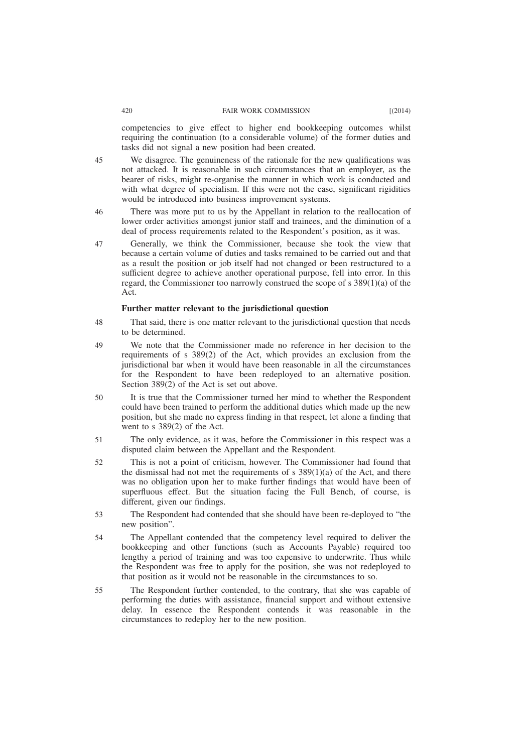competencies to give effect to higher end bookkeeping outcomes whilst requiring the continuation (to a considerable volume) of the former duties and tasks did not signal a new position had been created.

45 We disagree. The genuineness of the rationale for the new qualifications was not attacked. It is reasonable in such circumstances that an employer, as the bearer of risks, might re-organise the manner in which work is conducted and with what degree of specialism. If this were not the case, significant rigidities would be introduced into business improvement systems.

46 There was more put to us by the Appellant in relation to the reallocation of lower order activities amongst junior staff and trainees, and the diminution of a deal of process requirements related to the Respondent's position, as it was.

47 Generally, we think the Commissioner, because she took the view that because a certain volume of duties and tasks remained to be carried out and that as a result the position or job itself had not changed or been restructured to a sufficient degree to achieve another operational purpose, fell into error. In this regard, the Commissioner too narrowly construed the scope of s 389(1)(a) of the Act.

**Further matter relevant to the jurisdictional question**

48 That said, there is one matter relevant to the jurisdictional question that needs to be determined.

49 We note that the Commissioner made no reference in her decision to the requirements of s 389(2) of the Act, which provides an exclusion from the jurisdictional bar when it would have been reasonable in all the circumstances for the Respondent to have been redeployed to an alternative position. Section 389(2) of the Act is set out above.

50 It is true that the Commissioner turned her mind to whether the Respondent could have been trained to perform the additional duties which made up the new position, but she made no express finding in that respect, let alone a finding that went to s 389(2) of the Act.

51 The only evidence, as it was, before the Commissioner in this respect was a disputed claim between the Appellant and the Respondent.

52 This is not a point of criticism, however. The Commissioner had found that the dismissal had not met the requirements of s 389(1)(a) of the Act, and there was no obligation upon her to make further findings that would have been of superfluous effect. But the situation facing the Full Bench, of course, is different, given our findings.

53 The Respondent had contended that she should have been re-deployed to "the new position".

54 The Appellant contended that the competency level required to deliver the bookkeeping and other functions (such as Accounts Payable) required too lengthy a period of training and was too expensive to underwrite. Thus while the Respondent was free to apply for the position, she was not redeployed to that position as it would not be reasonable in the circumstances to so.

55 The Respondent further contended, to the contrary, that she was capable of performing the duties with assistance, financial support and without extensive delay. In essence the Respondent contends it was reasonable in the circumstances to redeploy her to the new position.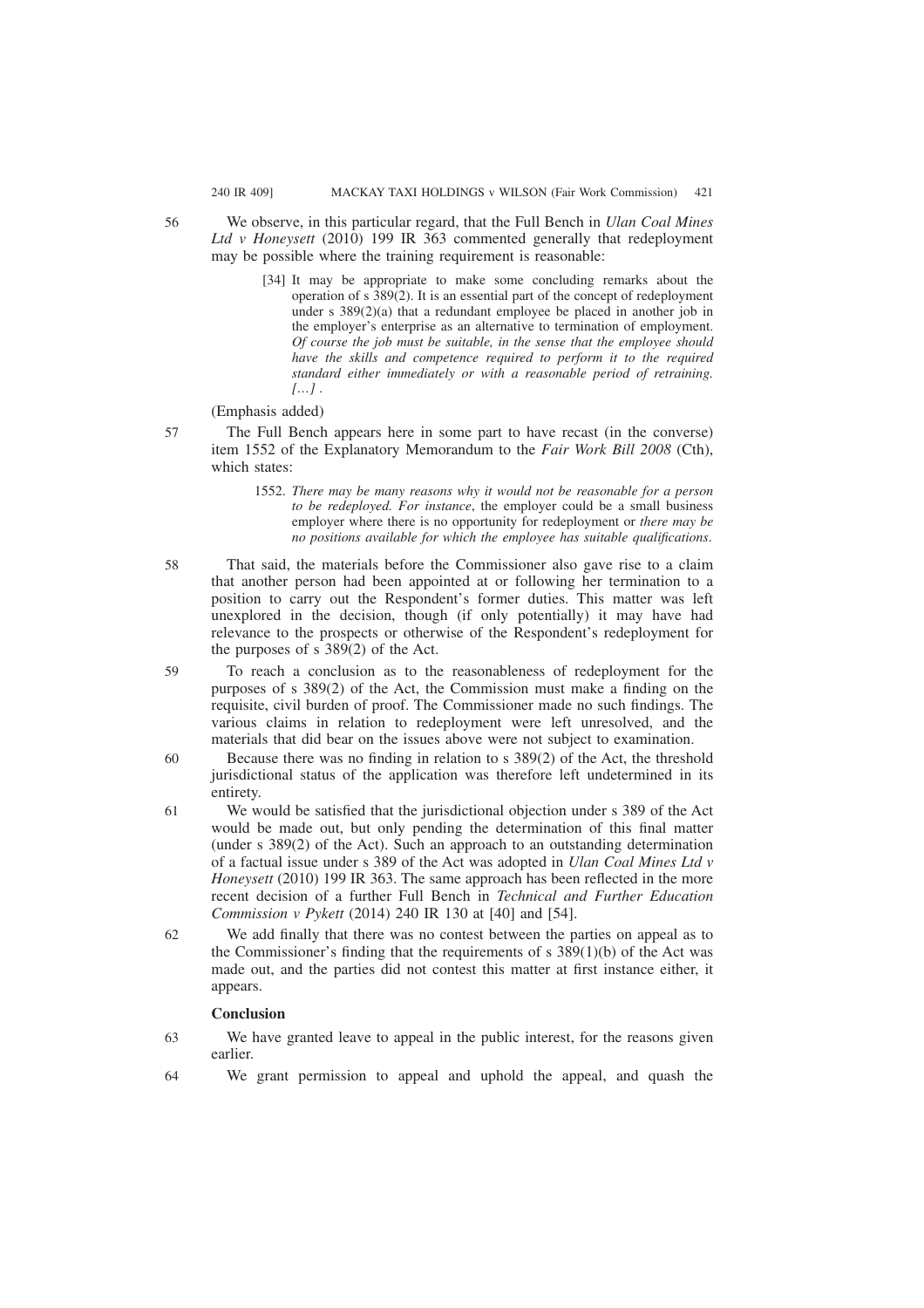56 We observe, in this particular regard, that the Full Bench in *Ulan Coal Mines Ltd v Honeysett* (2010) 199 IR 363 commented generally that redeployment may be possible where the training requirement is reasonable:

> [34] It may be appropriate to make some concluding remarks about the operation of s 389(2). It is an essential part of the concept of redeployment under s 389(2)(a) that a redundant employee be placed in another job in the employer's enterprise as an alternative to termination of employment. *Of course the job must be suitable, in the sense that the employee should have the skills and competence required to perform it to the required standard either immediately or with a reasonable period of retraining. […]* .

(Emphasis added)

57 The Full Bench appears here in some part to have recast (in the converse) item 1552 of the Explanatory Memorandum to the *Fair Work Bill 2008* (Cth), which states:

> 1552. *There may be many reasons why it would not be reasonable for a person to be redeployed. For instance*, the employer could be a small business employer where there is no opportunity for redeployment or *there may be no positions available for which the employee has suitable qualifications*.

58 That said, the materials before the Commissioner also gave rise to a claim that another person had been appointed at or following her termination to a position to carry out the Respondent's former duties. This matter was left unexplored in the decision, though (if only potentially) it may have had relevance to the prospects or otherwise of the Respondent's redeployment for the purposes of s 389(2) of the Act.

59 To reach a conclusion as to the reasonableness of redeployment for the purposes of s 389(2) of the Act, the Commission must make a finding on the requisite, civil burden of proof. The Commissioner made no such findings. The various claims in relation to redeployment were left unresolved, and the materials that did bear on the issues above were not subject to examination.

60 Because there was no finding in relation to s 389(2) of the Act, the threshold jurisdictional status of the application was therefore left undetermined in its entirety.

61 We would be satisfied that the jurisdictional objection under s 389 of the Act would be made out, but only pending the determination of this final matter (under s 389(2) of the Act). Such an approach to an outstanding determination of a factual issue under s 389 of the Act was adopted in *Ulan Coal Mines Ltd v Honeysett* (2010) 199 IR 363. The same approach has been reflected in the more recent decision of a further Full Bench in *Technical and Further Education Commission v Pykett* (2014) 240 IR 130 at [40] and [54].

62 We add finally that there was no contest between the parties on appeal as to the Commissioner's finding that the requirements of s 389(1)(b) of the Act was made out, and the parties did not contest this matter at first instance either, it appears.

**Conclusion**

63 We have granted leave to appeal in the public interest, for the reasons given earlier.

64 We grant permission to appeal and uphold the appeal, and quash the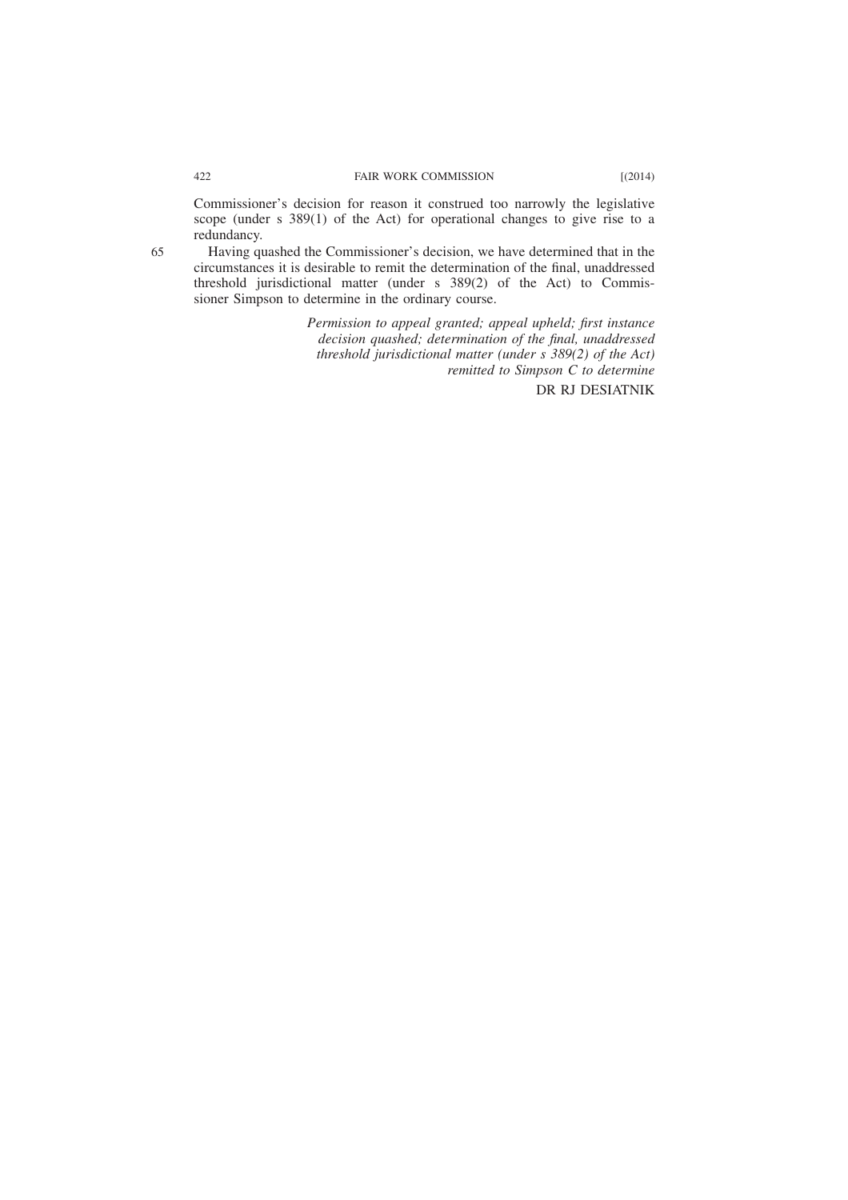Commissioner's decision for reason it construed too narrowly the legislative scope (under s 389(1) of the Act) for operational changes to give rise to a redundancy.

65 Having quashed the Commissioner's decision, we have determined that in the circumstances it is desirable to remit the determination of the final, unaddressed threshold jurisdictional matter (under s 389(2) of the Act) to Commissioner Simpson to determine in the ordinary course.

*Permission to appeal granted; appeal upheld; first instance decision quashed; determination of the final, unaddressed threshold jurisdictional matter (under s 389(2) of the Act) remitted to Simpson C to determine*

DR RJ DESIATNIK